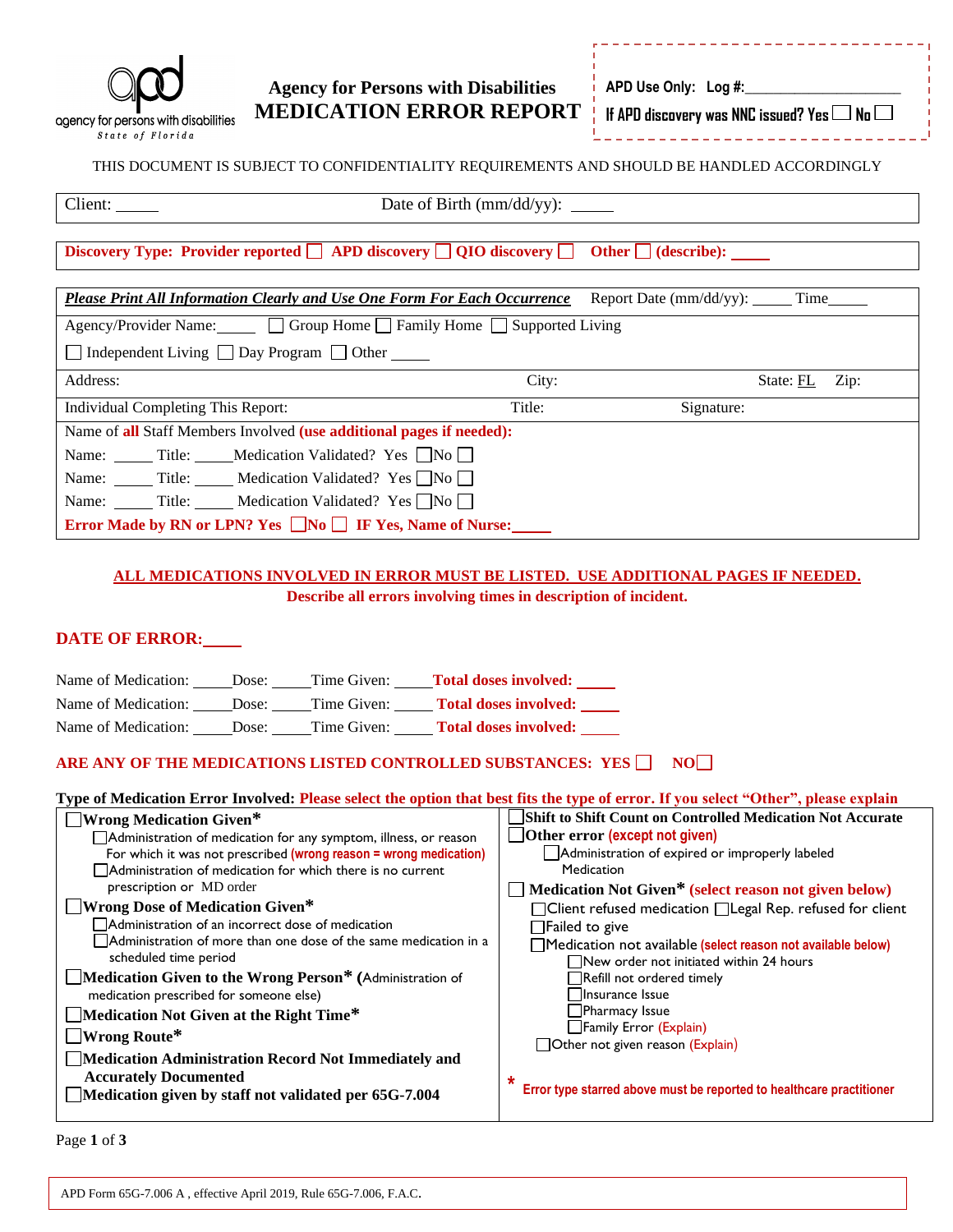agency for persons with disabilities
State of Florida

# Agency for Persons with Disabilities
# MEDICATION ERROR REPORT

APD Use Only: Log #:___________________

If APD discovery was NNC issued? Yes ☐ No ☐

THIS DOCUMENT IS SUBJECT TO CONFIDENTIALITY REQUIREMENTS AND SHOULD BE HANDLED ACCORDINGLY

Client: _____ Date of Birth (mm/dd/yy): _____

**Discovery Type: Provider reported ☐ APD discovery ☐ QIO discovery ☐ Other ☐ (describe): _____**

***Please Print All Information Clearly and Use One Form For Each Occurrence*** Report Date (mm/dd/yy): _____ Time_____

Agency/Provider Name:_____ ☐ Group Home ☐ Family Home ☐ Supported Living

☐ Independent Living ☐ Day Program ☐ Other _____

Address: City: State: FL Zip:

Individual Completing This Report: Title: Signature:

Name of **all** Staff Members Involved **(use additional pages if needed):**

Name: _____ Title: _____Medication Validated? Yes ☐No ☐

Name: _____ Title: _____ Medication Validated? Yes ☐No ☐

Name: _____ Title: _____ Medication Validated? Yes ☐No ☐

**Error Made by RN or LPN? Yes ☐No ☐ IF Yes, Name of Nurse:_____**

**ALL MEDICATIONS INVOLVED IN ERROR MUST BE LISTED. USE ADDITIONAL PAGES IF NEEDED.**

**Describe all errors involving times in description of incident.**

**DATE OF ERROR:_____**

Name of Medication: _____Dose: _____Time Given: _____**Total doses involved:** _____

Name of Medication: _____Dose: _____Time Given: _____ **Total doses involved:** _____

Name of Medication: _____Dose: _____Time Given: _____ **Total doses involved:** _____

**ARE ANY OF THE MEDICATIONS LISTED CONTROLLED SUBSTANCES: YES ☐ NO☐**

**Type of Medication Error Involved: Please select the option that best fits the type of error. If you select "Other", please explain**

☐ **Wrong Medication Given***
- ☐ Administration of medication for any symptom, illness, or reason For which it was not prescribed **(wrong reason = wrong medication)**
- ☐ Administration of medication for which there is no current prescription or MD order

☐ **Wrong Dose of Medication Given***
- ☐ Administration of an incorrect dose of medication
- ☐ Administration of more than one dose of the same medication in a scheduled time period

☐ **Medication Given to the Wrong Person* (**Administration of medication prescribed for someone else)

☐ **Medication Not Given at the Right Time***

☐ **Wrong Route***

☐ **Medication Administration Record Not Immediately and Accurately Documented**

☐ **Medication given by staff not validated per 65G-7.004**

☐ **Shift to Shift Count on Controlled Medication Not Accurate**

☐ **Other error (except not given)**
- ☐ Administration of expired or improperly labeled Medication

☐ **Medication Not Given* (select reason not given below)**
- ☐ Client refused medication ☐ Legal Rep. refused for client
- ☐ Failed to give
- ☐ Medication not available **(select reason not available below)**
  - ☐ New order not initiated within 24 hours
  - ☐ Refill not ordered timely
  - ☐ Insurance Issue
  - ☐ Pharmacy Issue
  - ☐ Family Error (Explain)
- ☐ Other not given reason (Explain)

* **Error type starred above must be reported to healthcare practitioner**

APD Form 65G-7.006 A , effective April 2019, Rule 65G-7.006, F.A.C.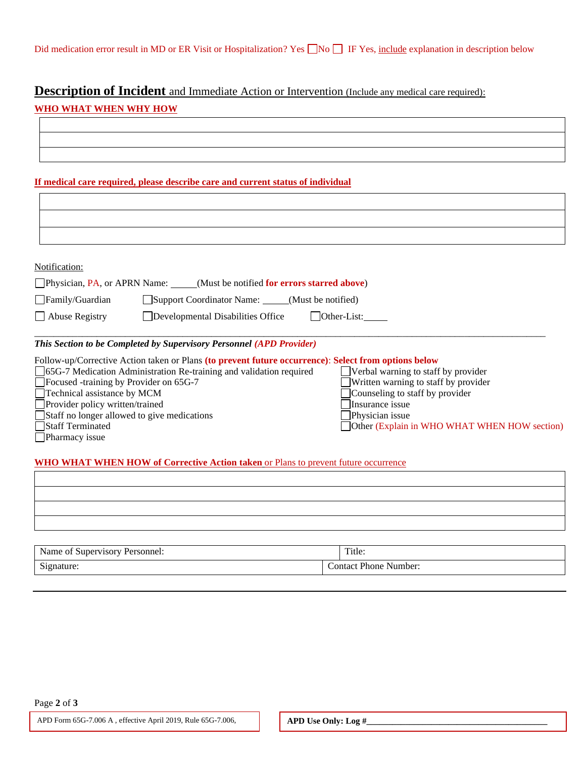Did medication error result in MD or ER Visit or Hospitalization? Yes ☐ No ☐ IF Yes, include explanation in description below

## **Description of Incident** and Immediate Action or Intervention (Include any medical care required):

**WHO WHAT WHEN WHY HOW**

| |
|---|
| |
| |
| |

**If medical care required, please describe care and current status of individual**

| |
|---|
| |
| |
| |

Notification:

☐ Physician, PA, or APRN Name: _____ (Must be notified **for errors starred above**)

☐ Family/Guardian ☐ Support Coordinator Name: _____ (Must be notified)

☐ Abuse Registry ☐ Developmental Disabilities Office ☐ Other-List: _____

---

***This Section to be Completed by Supervisory Personnel** (APD Provider)*

Follow-up/Corrective Action taken or Plans **(to prevent future occurrence)**: **Select from options below**

- ☐ 65G-7 Medication Administration Re-training and validation required
- ☐ Focused -training by Provider on 65G-7
- ☐ Technical assistance by MCM
- ☐ Provider policy written/trained
- ☐ Staff no longer allowed to give medications
- ☐ Staff Terminated
- ☐ Pharmacy issue
- ☐ Verbal warning to staff by provider
- ☐ Written warning to staff by provider
- ☐ Counseling to staff by provider
- ☐ Insurance issue
- ☐ Physician issue
- ☐ Other (Explain in WHO WHAT WHEN HOW section)

**WHO WHAT WHEN HOW of Corrective Action taken** or Plans to prevent future occurrence

| |
|---|
| |
| |
| |
| |

| Name of Supervisory Personnel: | Title: |
|---|---|
| Signature: | Contact Phone Number: |

APD Form 65G-7.006 A , effective April 2019, Rule 65G-7.006,

**APD Use Only: Log #**________________________________________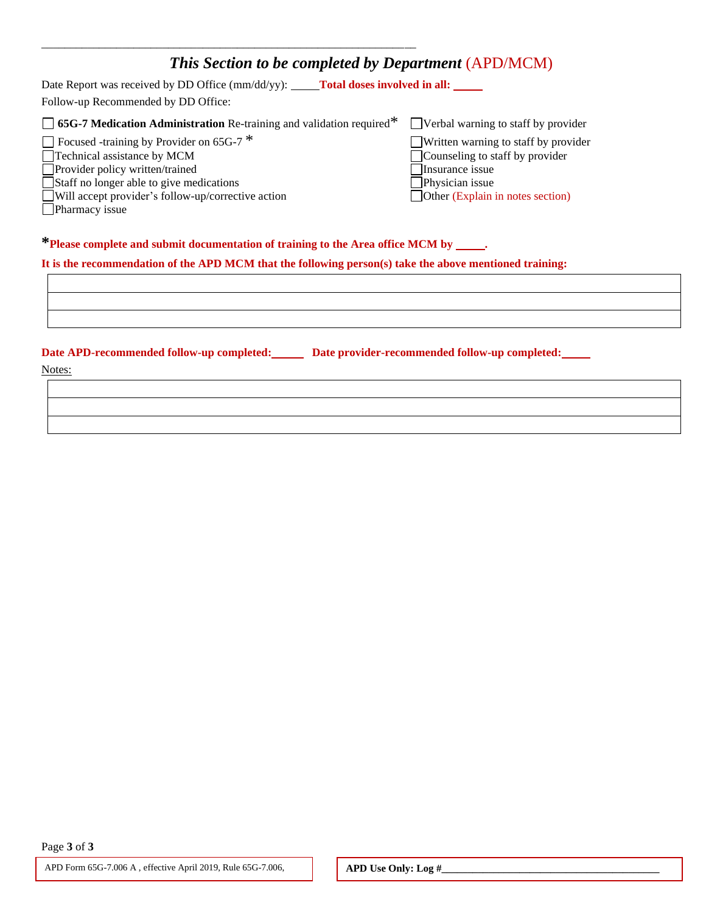## *This Section to be completed by Department* (APD/MCM)

Date Report was received by DD Office (mm/dd/yy): _____ **Total doses involved in all:** _____

Follow-up Recommended by DD Office:

- ☐ **65G-7 Medication Administration** Re-training and validation required*
- ☐ Focused -training by Provider on 65G-7 *
- ☐ Technical assistance by MCM
- ☐ Provider policy written/trained
- ☐ Staff no longer able to give medications
- ☐ Will accept provider's follow-up/corrective action
- ☐ Pharmacy issue
- ☐ Verbal warning to staff by provider
- ☐ Written warning to staff by provider
- ☐ Counseling to staff by provider
- ☐ Insurance issue
- ☐ Physician issue
- ☐ Other (Explain in notes section)

***Please complete and submit documentation of training to the Area office MCM by _____.**

**It is the recommendation of the APD MCM that the following person(s) take the above mentioned training:**

| |
|---|
| |
| |
| |

**Date APD-recommended follow-up completed:_____ Date provider-recommended follow-up completed:_____**

Notes:

| |
|---|
| |
| |
| |

APD Form 65G-7.006 A , effective April 2019, Rule 65G-7.006,

**APD Use Only: Log #**_______________________________________